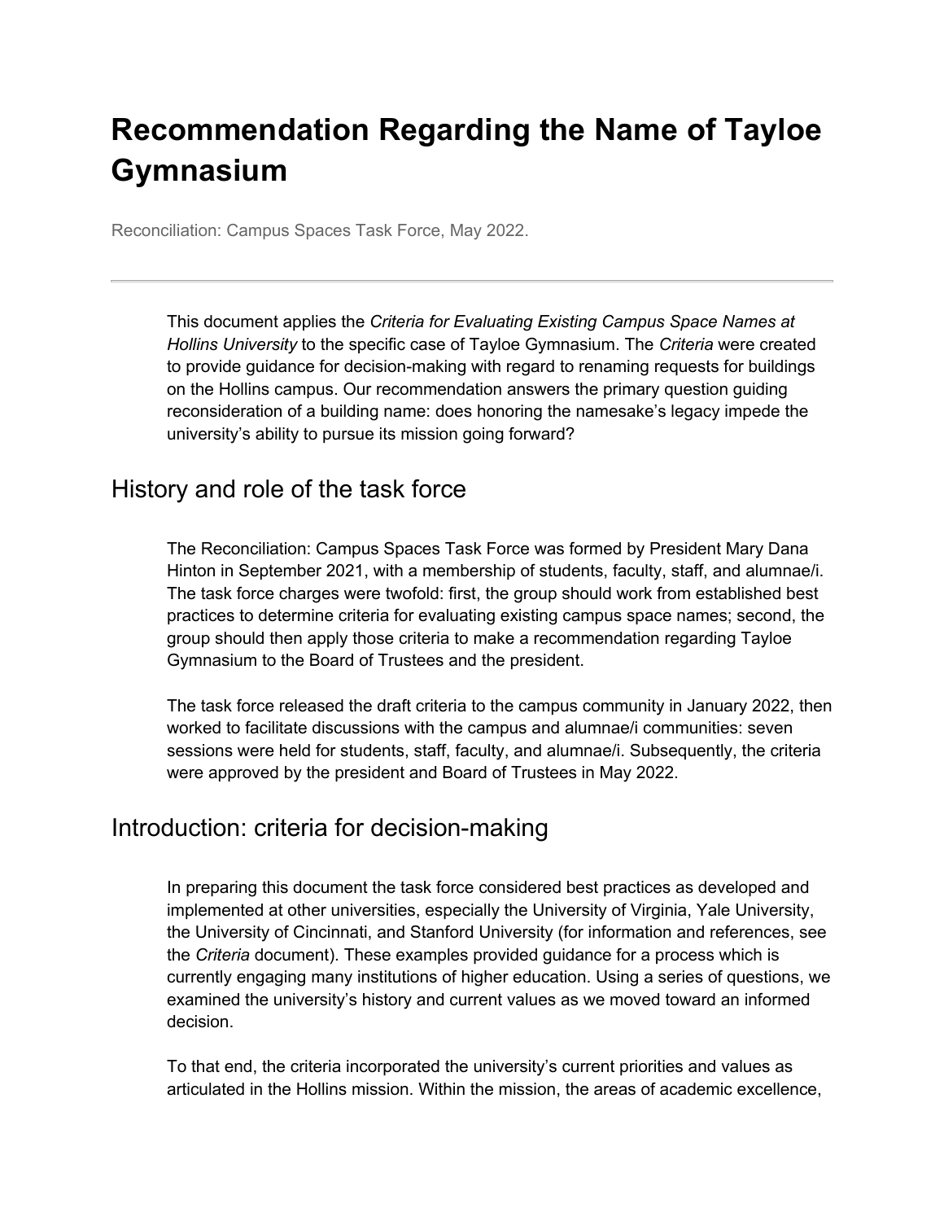# Recommendation Regarding the Name of Tayloe Gymnasium

Reconciliation: Campus Spaces Task Force, May 2022.

---

This document applies the *Criteria for Evaluating Existing Campus Space Names at Hollins University* to the specific case of Tayloe Gymnasium. The *Criteria* were created to provide guidance for decision-making with regard to renaming requests for buildings on the Hollins campus. Our recommendation answers the primary question guiding reconsideration of a building name: does honoring the namesake's legacy impede the university's ability to pursue its mission going forward?

## History and role of the task force

The Reconciliation: Campus Spaces Task Force was formed by President Mary Dana Hinton in September 2021, with a membership of students, faculty, staff, and alumnae/i. The task force charges were twofold: first, the group should work from established best practices to determine criteria for evaluating existing campus space names; second, the group should then apply those criteria to make a recommendation regarding Tayloe Gymnasium to the Board of Trustees and the president.

The task force released the draft criteria to the campus community in January 2022, then worked to facilitate discussions with the campus and alumnae/i communities: seven sessions were held for students, staff, faculty, and alumnae/i. Subsequently, the criteria were approved by the president and Board of Trustees in May 2022.

## Introduction: criteria for decision-making

In preparing this document the task force considered best practices as developed and implemented at other universities, especially the University of Virginia, Yale University, the University of Cincinnati, and Stanford University (for information and references, see the *Criteria* document). These examples provided guidance for a process which is currently engaging many institutions of higher education. Using a series of questions, we examined the university's history and current values as we moved toward an informed decision.

To that end, the criteria incorporated the university's current priorities and values as articulated in the Hollins mission. Within the mission, the areas of academic excellence,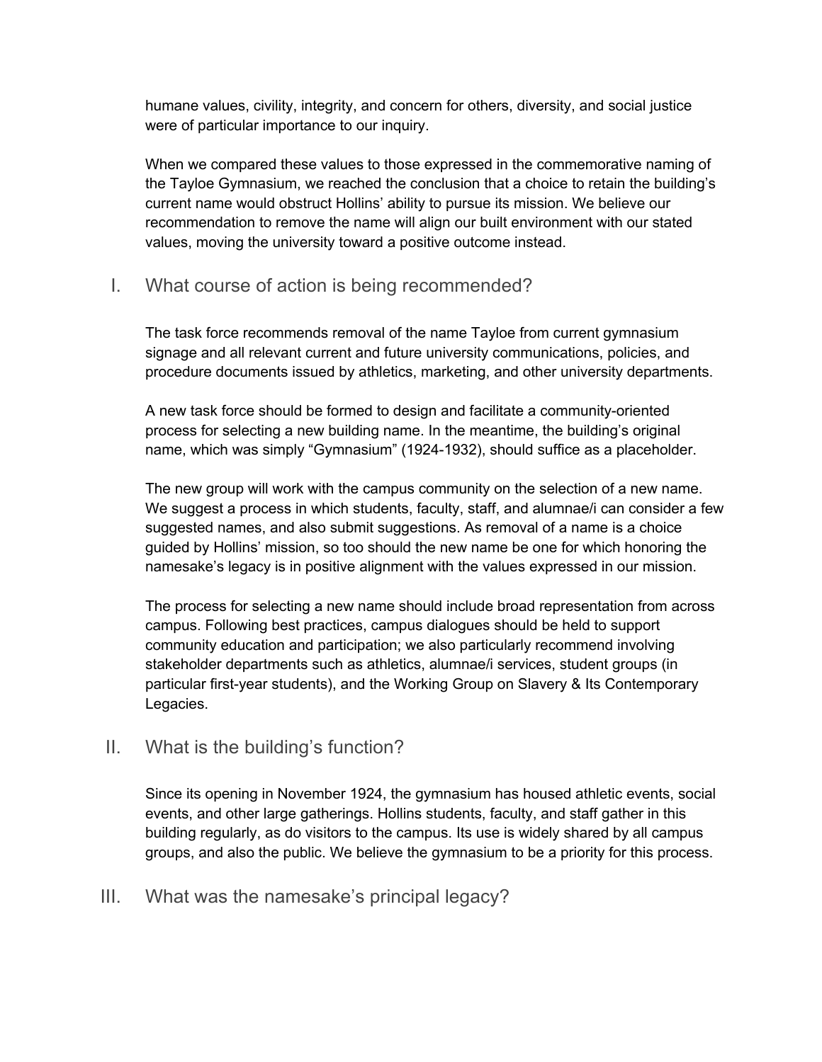humane values, civility, integrity, and concern for others, diversity, and social justice were of particular importance to our inquiry.

When we compared these values to those expressed in the commemorative naming of the Tayloe Gymnasium, we reached the conclusion that a choice to retain the building's current name would obstruct Hollins' ability to pursue its mission. We believe our recommendation to remove the name will align our built environment with our stated values, moving the university toward a positive outcome instead.

## I. What course of action is being recommended?

The task force recommends removal of the name Tayloe from current gymnasium signage and all relevant current and future university communications, policies, and procedure documents issued by athletics, marketing, and other university departments.

A new task force should be formed to design and facilitate a community-oriented process for selecting a new building name. In the meantime, the building's original name, which was simply "Gymnasium" (1924-1932), should suffice as a placeholder.

The new group will work with the campus community on the selection of a new name. We suggest a process in which students, faculty, staff, and alumnae/i can consider a few suggested names, and also submit suggestions. As removal of a name is a choice guided by Hollins' mission, so too should the new name be one for which honoring the namesake's legacy is in positive alignment with the values expressed in our mission.

The process for selecting a new name should include broad representation from across campus. Following best practices, campus dialogues should be held to support community education and participation; we also particularly recommend involving stakeholder departments such as athletics, alumnae/i services, student groups (in particular first-year students), and the Working Group on Slavery & Its Contemporary Legacies.

## II. What is the building's function?

Since its opening in November 1924, the gymnasium has housed athletic events, social events, and other large gatherings. Hollins students, faculty, and staff gather in this building regularly, as do visitors to the campus. Its use is widely shared by all campus groups, and also the public. We believe the gymnasium to be a priority for this process.

## III. What was the namesake's principal legacy?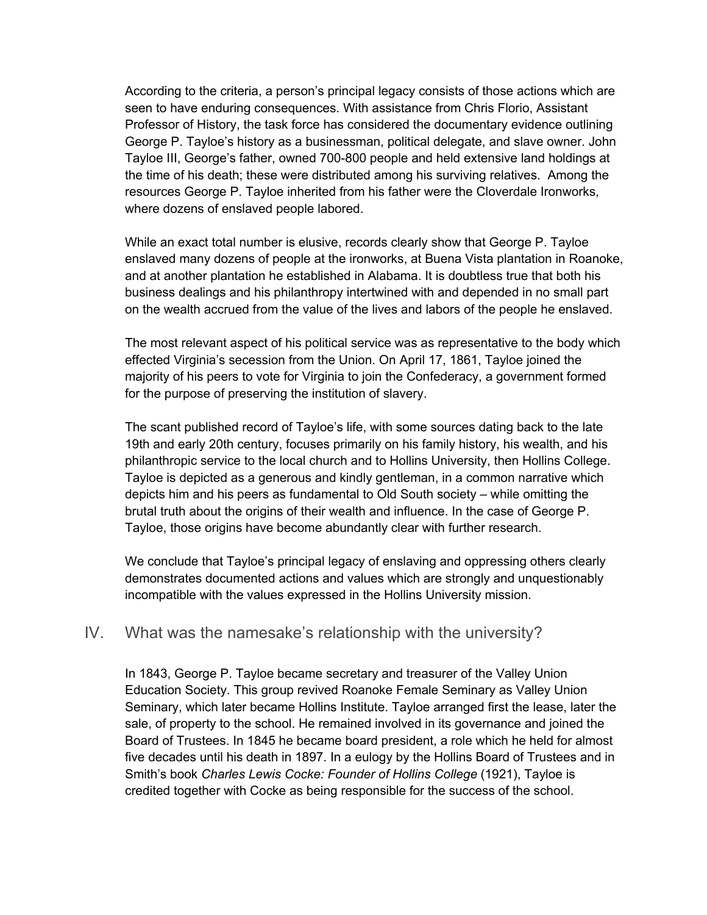According to the criteria, a person's principal legacy consists of those actions which are seen to have enduring consequences. With assistance from Chris Florio, Assistant Professor of History, the task force has considered the documentary evidence outlining George P. Tayloe's history as a businessman, political delegate, and slave owner. John Tayloe III, George's father, owned 700-800 people and held extensive land holdings at the time of his death; these were distributed among his surviving relatives. Among the resources George P. Tayloe inherited from his father were the Cloverdale Ironworks, where dozens of enslaved people labored.

While an exact total number is elusive, records clearly show that George P. Tayloe enslaved many dozens of people at the ironworks, at Buena Vista plantation in Roanoke, and at another plantation he established in Alabama. It is doubtless true that both his business dealings and his philanthropy intertwined with and depended in no small part on the wealth accrued from the value of the lives and labors of the people he enslaved.

The most relevant aspect of his political service was as representative to the body which effected Virginia's secession from the Union. On April 17, 1861, Tayloe joined the majority of his peers to vote for Virginia to join the Confederacy, a government formed for the purpose of preserving the institution of slavery.

The scant published record of Tayloe's life, with some sources dating back to the late 19th and early 20th century, focuses primarily on his family history, his wealth, and his philanthropic service to the local church and to Hollins University, then Hollins College. Tayloe is depicted as a generous and kindly gentleman, in a common narrative which depicts him and his peers as fundamental to Old South society – while omitting the brutal truth about the origins of their wealth and influence. In the case of George P. Tayloe, those origins have become abundantly clear with further research.

We conclude that Tayloe's principal legacy of enslaving and oppressing others clearly demonstrates documented actions and values which are strongly and unquestionably incompatible with the values expressed in the Hollins University mission.

## IV. What was the namesake's relationship with the university?

In 1843, George P. Tayloe became secretary and treasurer of the Valley Union Education Society. This group revived Roanoke Female Seminary as Valley Union Seminary, which later became Hollins Institute. Tayloe arranged first the lease, later the sale, of property to the school. He remained involved in its governance and joined the Board of Trustees. In 1845 he became board president, a role which he held for almost five decades until his death in 1897. In a eulogy by the Hollins Board of Trustees and in Smith's book *Charles Lewis Cocke: Founder of Hollins College* (1921), Tayloe is credited together with Cocke as being responsible for the success of the school.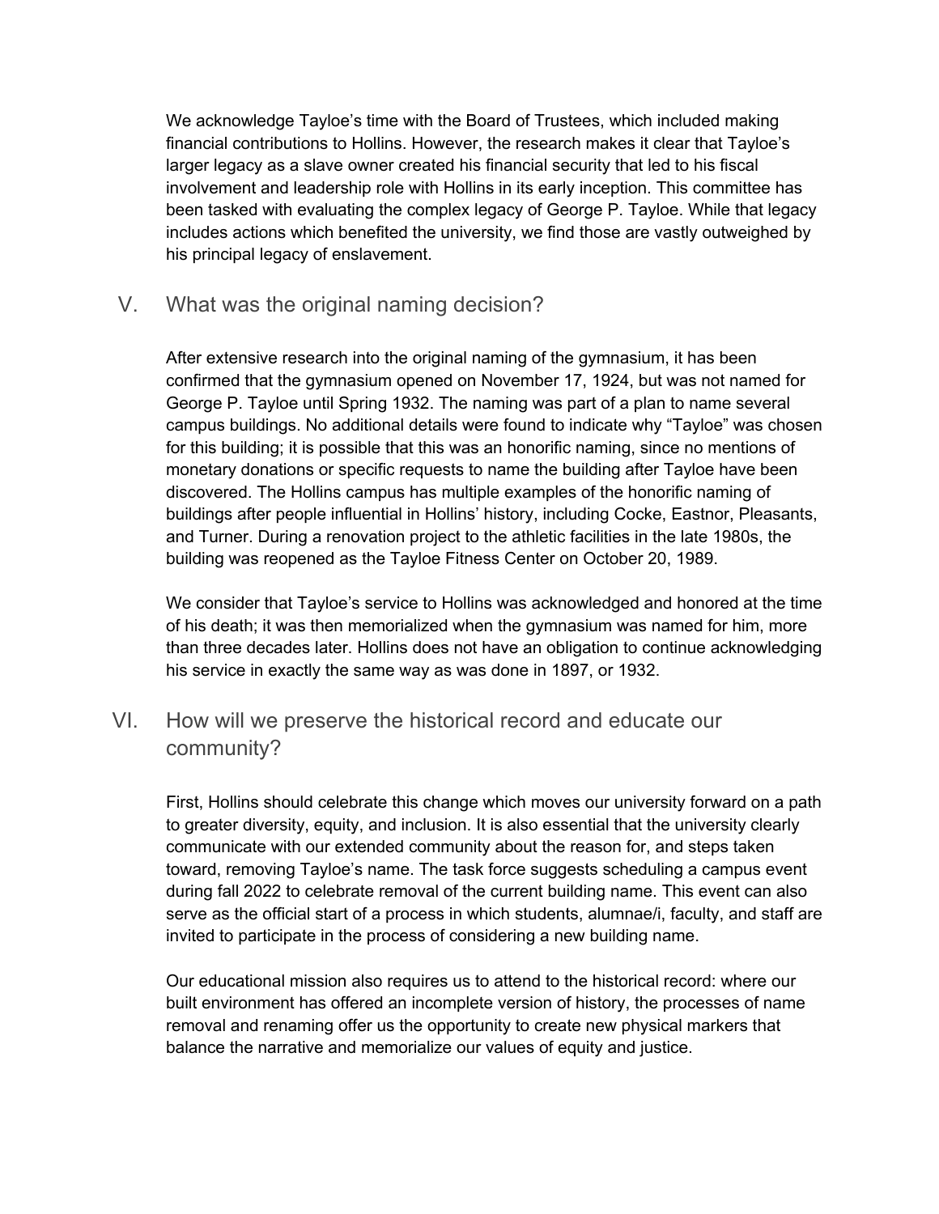We acknowledge Tayloe's time with the Board of Trustees, which included making financial contributions to Hollins. However, the research makes it clear that Tayloe's larger legacy as a slave owner created his financial security that led to his fiscal involvement and leadership role with Hollins in its early inception. This committee has been tasked with evaluating the complex legacy of George P. Tayloe. While that legacy includes actions which benefited the university, we find those are vastly outweighed by his principal legacy of enslavement.

## V. What was the original naming decision?

After extensive research into the original naming of the gymnasium, it has been confirmed that the gymnasium opened on November 17, 1924, but was not named for George P. Tayloe until Spring 1932. The naming was part of a plan to name several campus buildings. No additional details were found to indicate why "Tayloe" was chosen for this building; it is possible that this was an honorific naming, since no mentions of monetary donations or specific requests to name the building after Tayloe have been discovered. The Hollins campus has multiple examples of the honorific naming of buildings after people influential in Hollins' history, including Cocke, Eastnor, Pleasants, and Turner. During a renovation project to the athletic facilities in the late 1980s, the building was reopened as the Tayloe Fitness Center on October 20, 1989.

We consider that Tayloe's service to Hollins was acknowledged and honored at the time of his death; it was then memorialized when the gymnasium was named for him, more than three decades later. Hollins does not have an obligation to continue acknowledging his service in exactly the same way as was done in 1897, or 1932.

## VI. How will we preserve the historical record and educate our community?

First, Hollins should celebrate this change which moves our university forward on a path to greater diversity, equity, and inclusion. It is also essential that the university clearly communicate with our extended community about the reason for, and steps taken toward, removing Tayloe's name. The task force suggests scheduling a campus event during fall 2022 to celebrate removal of the current building name. This event can also serve as the official start of a process in which students, alumnae/i, faculty, and staff are invited to participate in the process of considering a new building name.

Our educational mission also requires us to attend to the historical record: where our built environment has offered an incomplete version of history, the processes of name removal and renaming offer us the opportunity to create new physical markers that balance the narrative and memorialize our values of equity and justice.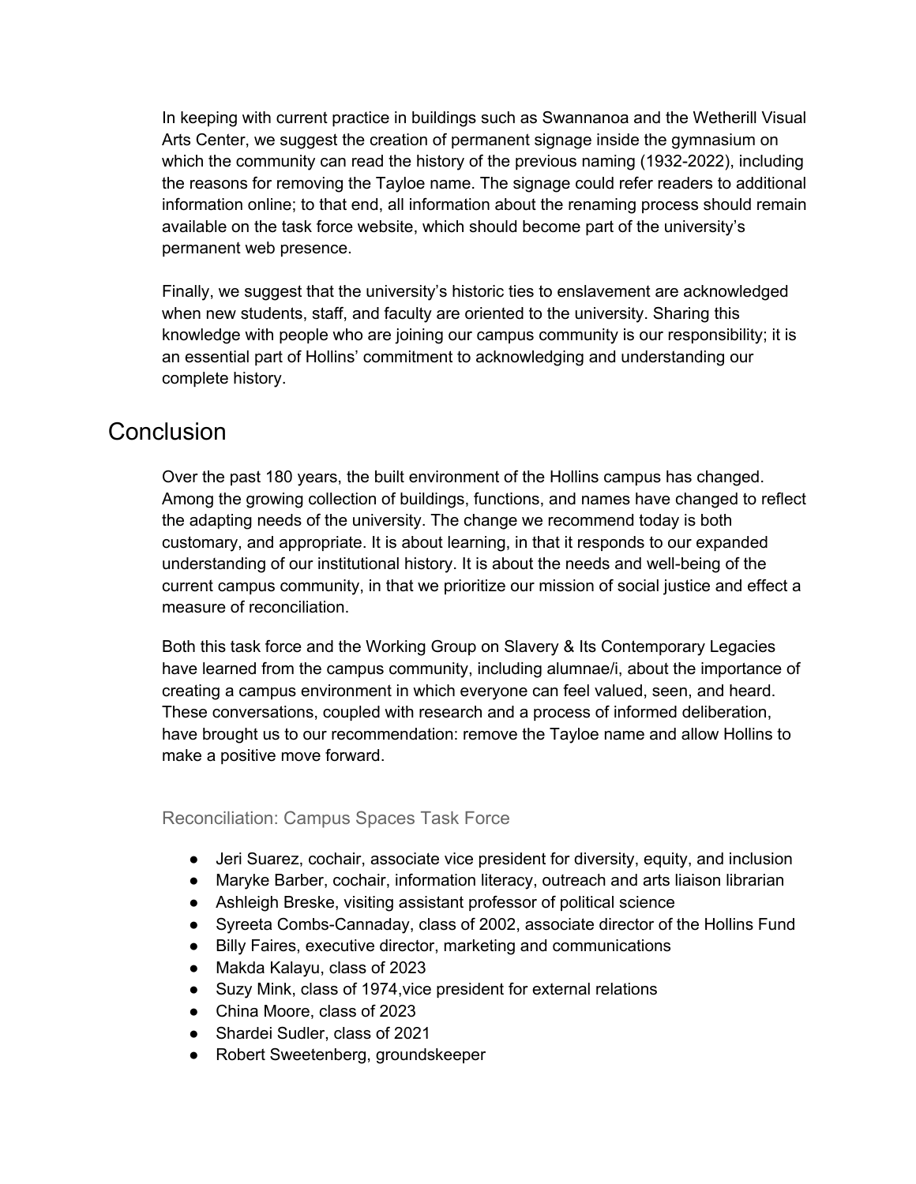In keeping with current practice in buildings such as Swannanoa and the Wetherill Visual Arts Center, we suggest the creation of permanent signage inside the gymnasium on which the community can read the history of the previous naming (1932-2022), including the reasons for removing the Tayloe name. The signage could refer readers to additional information online; to that end, all information about the renaming process should remain available on the task force website, which should become part of the university's permanent web presence.

Finally, we suggest that the university's historic ties to enslavement are acknowledged when new students, staff, and faculty are oriented to the university. Sharing this knowledge with people who are joining our campus community is our responsibility; it is an essential part of Hollins' commitment to acknowledging and understanding our complete history.

# Conclusion

Over the past 180 years, the built environment of the Hollins campus has changed. Among the growing collection of buildings, functions, and names have changed to reflect the adapting needs of the university. The change we recommend today is both customary, and appropriate. It is about learning, in that it responds to our expanded understanding of our institutional history. It is about the needs and well-being of the current campus community, in that we prioritize our mission of social justice and effect a measure of reconciliation.

Both this task force and the Working Group on Slavery & Its Contemporary Legacies have learned from the campus community, including alumnae/i, about the importance of creating a campus environment in which everyone can feel valued, seen, and heard. These conversations, coupled with research and a process of informed deliberation, have brought us to our recommendation: remove the Tayloe name and allow Hollins to make a positive move forward.

### Reconciliation: Campus Spaces Task Force

- Jeri Suarez, cochair, associate vice president for diversity, equity, and inclusion
- Maryke Barber, cochair, information literacy, outreach and arts liaison librarian
- Ashleigh Breske, visiting assistant professor of political science
- Syreeta Combs-Cannaday, class of 2002, associate director of the Hollins Fund
- Billy Faires, executive director, marketing and communications
- Makda Kalayu, class of 2023
- Suzy Mink, class of 1974,vice president for external relations
- China Moore, class of 2023
- Shardei Sudler, class of 2021
- Robert Sweetenberg, groundskeeper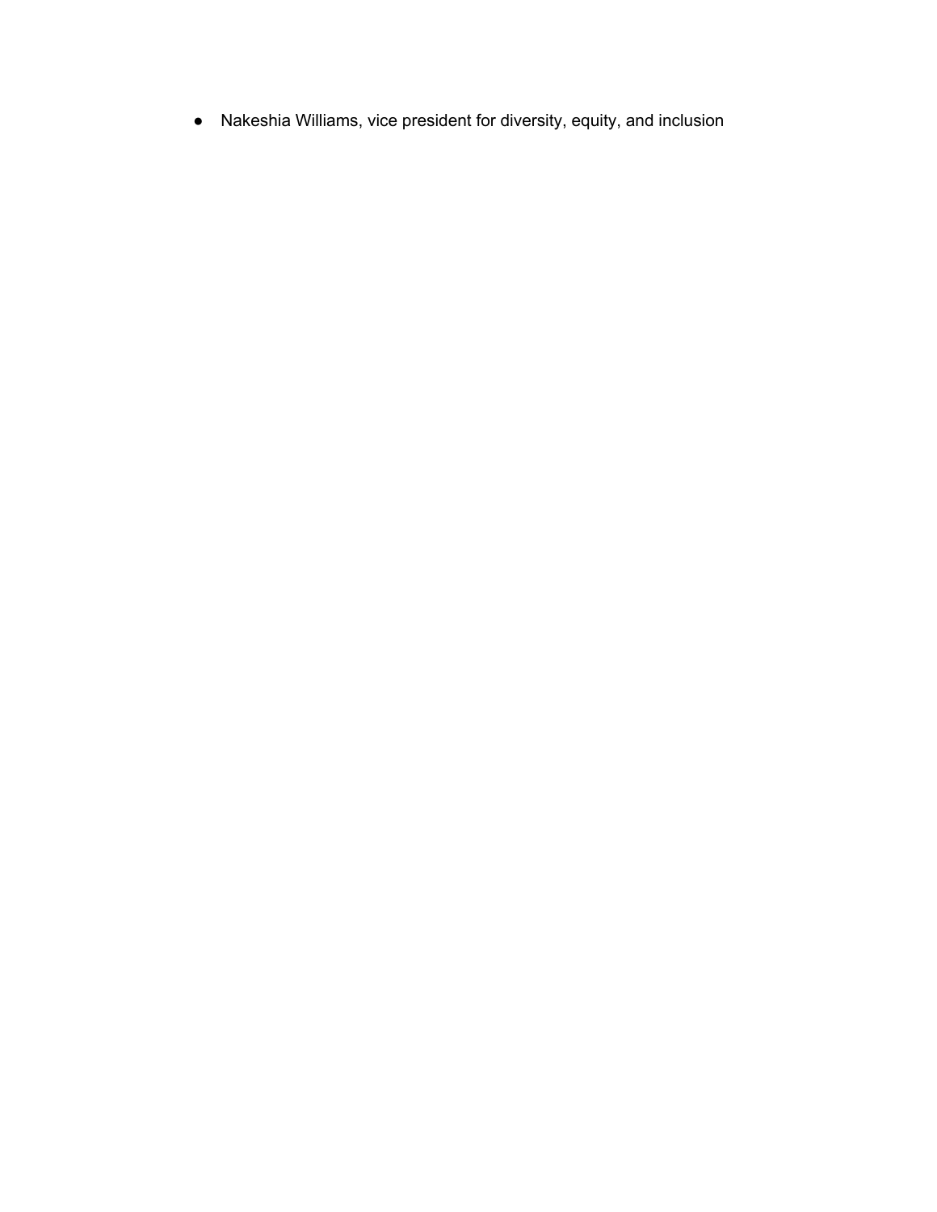- Nakeshia Williams, vice president for diversity, equity, and inclusion